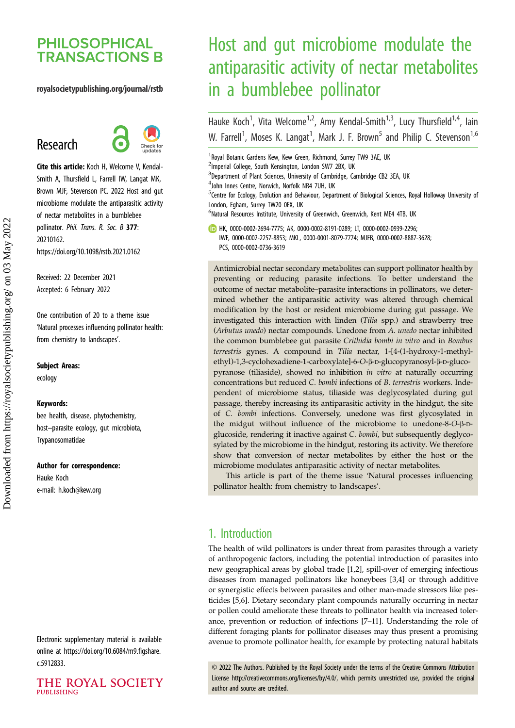# Host and gut microbiome modulate the antiparasitic activity of nectar metabolites in a bumblebee pollinator

Hauke Koch[1], Vita Welcome[1,2], Amy Kendal-Smith[1,3], Lucy Thursfield[1,4], Iain W. Farrell[1], Moses K. Langat[1], Mark J. F. Brown[5] and Philip C. Stevenson[1,6]

[1]Royal Botanic Gardens Kew, Kew Green, Richmond, Surrey TW9 3AE, UK
[2]Imperial College, South Kensington, London SW7 2BX, UK
[3]Department of Plant Sciences, University of Cambridge, Cambridge CB2 3EA, UK
[4]John Innes Centre, Norwich, Norfolk NR4 7UH, UK
[5]Centre for Ecology, Evolution and Behaviour, Department of Biological Sciences, Royal Holloway University of London, Egham, Surrey TW20 0EX, UK
[6]Natural Resources Institute, University of Greenwich, Greenwich, Kent ME4 4TB, UK

HK, 0000-0002-2694-7775; AK, 0000-0002-8191-0289; LT, 0000-0002-0939-2296; IWF, 0000-0002-2257-8853; MKL, 0000-0001-8079-7774; MJFB, 0000-0002-8887-3628; PCS, 0000-0002-0736-3619

**Research**

**Cite this article:** Koch H, Welcome V, Kendal-Smith A, Thursfield L, Farrell IW, Langat MK, Brown MJF, Stevenson PC. 2022 Host and gut microbiome modulate the antiparasitic activity of nectar metabolites in a bumblebee pollinator. *Phil. Trans. R. Soc. B* **377**: 20210162.
https://doi.org/10.1098/rstb.2021.0162

Received: 22 December 2021
Accepted: 6 February 2022

One contribution of 20 to a theme issue 'Natural processes influencing pollinator health: from chemistry to landscapes'.

**Subject Areas:**
ecology

**Keywords:**
bee health, disease, phytochemistry, host–parasite ecology, gut microbiota, Trypanosomatidae

**Author for correspondence:**
Hauke Koch
e-mail: h.koch@kew.org

Electronic supplementary material is available online at https://doi.org/10.6084/m9.figshare.c.5912833.

Antimicrobial nectar secondary metabolites can support pollinator health by preventing or reducing parasite infections. To better understand the outcome of nectar metabolite–parasite interactions in pollinators, we determined whether the antiparasitic activity was altered through chemical modification by the host or resident microbiome during gut passage. We investigated this interaction with linden (*Tilia* spp.) and strawberry tree (*Arbutus unedo*) nectar compounds. Unedone from *A. unedo* nectar inhibited the common bumblebee gut parasite *Crithidia bombi in vitro* and in *Bombus terrestris* gynes. A compound in *Tilia* nectar, 1-[4-(1-hydroxy-1-methylethyl)-1,3-cyclohexadiene-1-carboxylate]-6-*O*-β-D-glucopyranosyl-β-D-glucopyranose (tiliaside), showed no inhibition *in vitro* at naturally occurring concentrations but reduced *C. bombi* infections of *B. terrestris* workers. Independent of microbiome status, tiliaside was deglycosylated during gut passage, thereby increasing its antiparasitic activity in the hindgut, the site of *C. bombi* infections. Conversely, unedone was first glycosylated in the midgut without influence of the microbiome to unedone-8-*O*-β-D-glucoside, rendering it inactive against *C. bombi*, but subsequently deglycosylated by the microbiome in the hindgut, restoring its activity. We therefore show that conversion of nectar metabolites by either the host or the microbiome modulates antiparasitic activity of nectar metabolites.

This article is part of the theme issue 'Natural processes influencing pollinator health: from chemistry to landscapes'.

## 1. Introduction

The health of wild pollinators is under threat from parasites through a variety of anthropogenic factors, including the potential introduction of parasites into new geographical areas by global trade [1,2], spill-over of emerging infectious diseases from managed pollinators like honeybees [3,4] or through additive or synergistic effects between parasites and other man-made stressors like pesticides [5,6]. Dietary secondary plant compounds naturally occurring in nectar or pollen could ameliorate these threats to pollinator health via increased tolerance, prevention or reduction of infections [7–11]. Understanding the role of different foraging plants for pollinator diseases may thus present a promising avenue to promote pollinator health, for example by protecting natural habitats

© 2022 The Authors. Published by the Royal Society under the terms of the Creative Commons Attribution License http://creativecommons.org/licenses/by/4.0/, which permits unrestricted use, provided the original author and source are credited.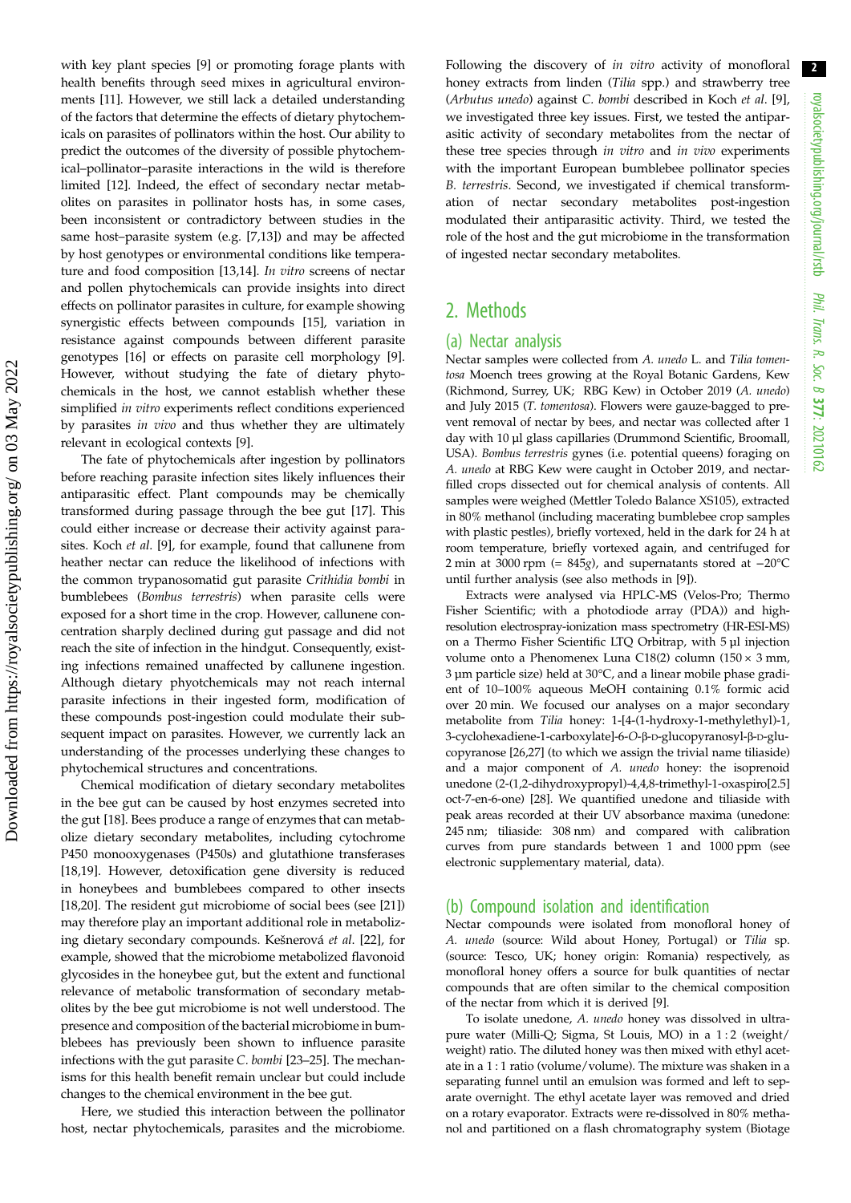with key plant species [9] or promoting forage plants with health benefits through seed mixes in agricultural environments [11]. However, we still lack a detailed understanding of the factors that determine the effects of dietary phytochemicals on parasites of pollinators within the host. Our ability to predict the outcomes of the diversity of possible phytochemical–pollinator–parasite interactions in the wild is therefore limited [12]. Indeed, the effect of secondary nectar metabolites on parasites in pollinator hosts has, in some cases, been inconsistent or contradictory between studies in the same host–parasite system (e.g. [7,13]) and may be affected by host genotypes or environmental conditions like temperature and food composition [13,14]. *In vitro* screens of nectar and pollen phytochemicals can provide insights into direct effects on pollinator parasites in culture, for example showing synergistic effects between compounds [15], variation in resistance against compounds between different parasite genotypes [16] or effects on parasite cell morphology [9]. However, without studying the fate of dietary phytochemicals in the host, we cannot establish whether these simplified *in vitro* experiments reflect conditions experienced by parasites *in vivo* and thus whether they are ultimately relevant in ecological contexts [9].

The fate of phytochemicals after ingestion by pollinators before reaching parasite infection sites likely influences their antiparasitic effect. Plant compounds may be chemically transformed during passage through the bee gut [17]. This could either increase or decrease their activity against parasites. Koch *et al*. [9], for example, found that callunene from heather nectar can reduce the likelihood of infections with the common trypanosomatid gut parasite *Crithidia bombi* in bumblebees (*Bombus terrestris*) when parasite cells were exposed for a short time in the crop. However, callunene concentration sharply declined during gut passage and did not reach the site of infection in the hindgut. Consequently, existing infections remained unaffected by callunene ingestion. Although dietary phyotchemicals may not reach internal parasite infections in their ingested form, modification of these compounds post-ingestion could modulate their subsequent impact on parasites. However, we currently lack an understanding of the processes underlying these changes to phytochemical structures and concentrations.

Chemical modification of dietary secondary metabolites in the bee gut can be caused by host enzymes secreted into the gut [18]. Bees produce a range of enzymes that can metabolize dietary secondary metabolites, including cytochrome P450 monooxygenases (P450s) and glutathione transferases [18,19]. However, detoxification gene diversity is reduced in honeybees and bumblebees compared to other insects [18,20]. The resident gut microbiome of social bees (see [21]) may therefore play an important additional role in metabolizing dietary secondary compounds. Kešnerová *et al*. [22], for example, showed that the microbiome metabolized flavonoid glycosides in the honeybee gut, but the extent and functional relevance of metabolic transformation of secondary metabolites by the bee gut microbiome is not well understood. The presence and composition of the bacterial microbiome in bumblebees has previously been shown to influence parasite infections with the gut parasite *C. bombi* [23–25]. The mechanisms for this health benefit remain unclear but could include changes to the chemical environment in the bee gut.

Here, we studied this interaction between the pollinator host, nectar phytochemicals, parasites and the microbiome. Following the discovery of *in vitro* activity of monofloral honey extracts from linden (*Tilia* spp.) and strawberry tree (*Arbutus unedo*) against *C. bombi* described in Koch *et al*. [9], we investigated three key issues. First, we tested the antiparasitic activity of secondary metabolites from the nectar of these tree species through *in vitro* and *in vivo* experiments with the important European bumblebee pollinator species *B. terrestris*. Second, we investigated if chemical transformation of nectar secondary metabolites post-ingestion modulated their antiparasitic activity. Third, we tested the role of the host and the gut microbiome in the transformation of ingested nectar secondary metabolites.

## 2. Methods

### (a) Nectar analysis

Nectar samples were collected from *A. unedo* L. and *Tilia tomentosa* Moench trees growing at the Royal Botanic Gardens, Kew (Richmond, Surrey, UK; RBG Kew) in October 2019 (*A. unedo*) and July 2015 (*T. tomentosa*). Flowers were gauze-bagged to prevent removal of nectar by bees, and nectar was collected after 1 day with 10 µl glass capillaries (Drummond Scientific, Broomall, USA). *Bombus terrestris* gynes (i.e. potential queens) foraging on *A. unedo* at RBG Kew were caught in October 2019, and nectar-filled crops dissected out for chemical analysis of contents. All samples were weighed (Mettler Toledo Balance XS105), extracted in 80% methanol (including macerating bumblebee crop samples with plastic pestles), briefly vortexed, held in the dark for 24 h at room temperature, briefly vortexed again, and centrifuged for 2 min at 3000 rpm (= 845*g*), and supernatants stored at −20°C until further analysis (see also methods in [9]).

Extracts were analysed via HPLC-MS (Velos-Pro; Thermo Fisher Scientific; with a photodiode array (PDA)) and high-resolution electrospray-ionization mass spectrometry (HR-ESI-MS) on a Thermo Fisher Scientific LTQ Orbitrap, with 5 µl injection volume onto a Phenomenex Luna C18(2) column (150 × 3 mm, 3 µm particle size) held at 30°C, and a linear mobile phase gradient of 10–100% aqueous MeOH containing 0.1% formic acid over 20 min. We focused our analyses on a major secondary metabolite from *Tilia* honey: 1-[4-(1-hydroxy-1-methylethyl)-1, 3-cyclohexadiene-1-carboxylate]-6-*O*-β-D-glucopyranosyl-β-D-glucopyranose [26,27] (to which we assign the trivial name tiliaside) and a major component of *A. unedo* honey: the isoprenoid unedone (2-(1,2-dihydroxypropyl)-4,4,8-trimethyl-1-oxaspiro[2.5] oct-7-en-6-one) [28]. We quantified unedone and tiliaside with peak areas recorded at their UV absorbance maxima (unedone: 245 nm; tiliaside: 308 nm) and compared with calibration curves from pure standards between 1 and 1000 ppm (see electronic supplementary material, data).

### (b) Compound isolation and identification

Nectar compounds were isolated from monofloral honey of *A. unedo* (source: Wild about Honey, Portugal) or *Tilia* sp. (source: Tesco, UK; honey origin: Romania) respectively, as monofloral honey offers a source for bulk quantities of nectar compounds that are often similar to the chemical composition of the nectar from which it is derived [9].

To isolate unedone, *A. unedo* honey was dissolved in ultrapure water (Milli-Q; Sigma, St Louis, MO) in a 1 : 2 (weight/weight) ratio. The diluted honey was then mixed with ethyl acetate in a 1 : 1 ratio (volume/volume). The mixture was shaken in a separating funnel until an emulsion was formed and left to separate overnight. The ethyl acetate layer was removed and dried on a rotary evaporator. Extracts were re-dissolved in 80% methanol and partitioned on a flash chromatography system (Biotage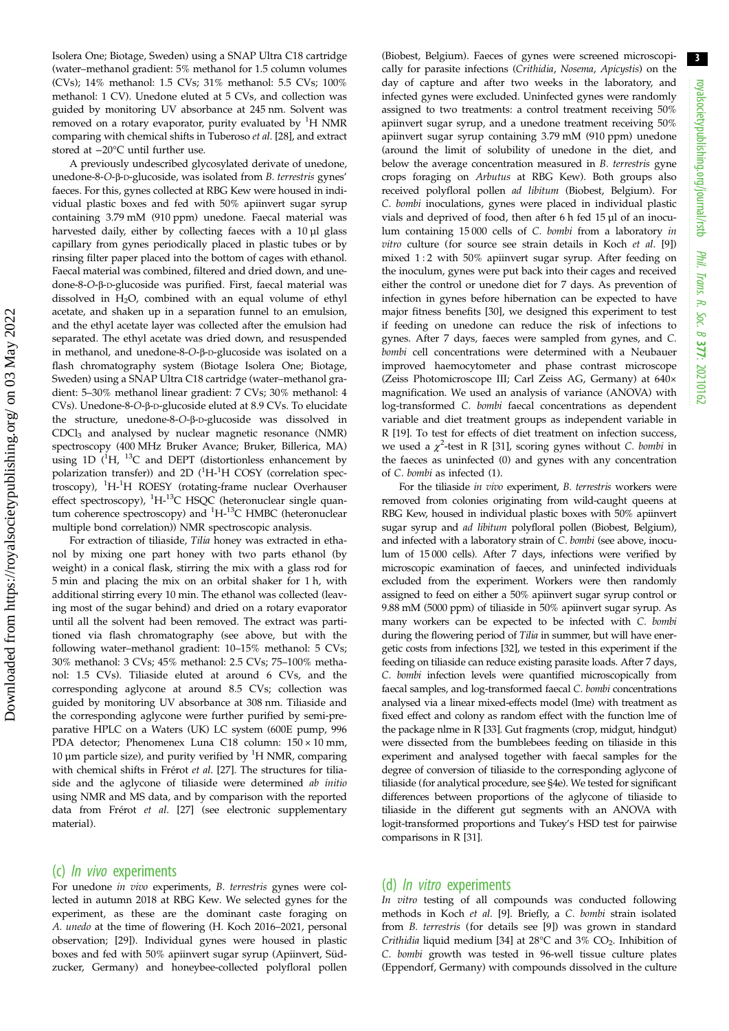Isolera One; Biotage, Sweden) using a SNAP Ultra C18 cartridge (water–methanol gradient: 5% methanol for 1.5 column volumes (CVs); 14% methanol: 1.5 CVs; 31% methanol: 5.5 CVs; 100% methanol: 1 CV). Unedone eluted at 5 CVs, and collection was guided by monitoring UV absorbance at 245 nm. Solvent was removed on a rotary evaporator, purity evaluated by $^1$H NMR comparing with chemical shifts in Tuberoso *et al*. [28], and extract stored at −20°C until further use.

A previously undescribed glycosylated derivate of unedone, unedone-8-*O*-β-D-glucoside, was isolated from *B. terrestris* gynes' faeces. For this, gynes collected at RBG Kew were housed in individual plastic boxes and fed with 50% apiinvert sugar syrup containing 3.79 mM (910 ppm) unedone. Faecal material was harvested daily, either by collecting faeces with a 10 µl glass capillary from gynes periodically placed in plastic tubes or by rinsing filter paper placed into the bottom of cages with ethanol. Faecal material was combined, filtered and dried down, and unedone-8-*O*-β-D-glucoside was purified. First, faecal material was dissolved in $H_2O$, combined with an equal volume of ethyl acetate, and shaken up in a separation funnel to an emulsion, and the ethyl acetate layer was collected after the emulsion had separated. The ethyl acetate was dried down, and resuspended in methanol, and unedone-8-*O*-β-D-glucoside was isolated on a flash chromatography system (Biotage Isolera One; Biotage, Sweden) using a SNAP Ultra C18 cartridge (water–methanol gradient: 5–30% methanol linear gradient: 7 CVs; 30% methanol: 4 CVs). Unedone-8-*O*-β-D-glucoside eluted at 8.9 CVs. To elucidate the structure, unedone-8-*O*-β-D-glucoside was dissolved in $CDCl_3$ and analysed by nuclear magnetic resonance (NMR) spectroscopy (400 MHz Bruker Avance; Bruker, Billerica, MA) using 1D ($^1$H, $^{13}$C and DEPT (distortionless enhancement by polarization transfer)) and 2D ($^1$H-$^1$H COSY (correlation spectroscopy), $^1$H-$^1$H ROESY (rotating-frame nuclear Overhauser effect spectroscopy), $^1$H-$^{13}$C HSQC (heteronuclear single quantum coherence spectroscopy) and $^1$H-$^{13}$C HMBC (heteronuclear multiple bond correlation)) NMR spectroscopic analysis.

For extraction of tiliaside, *Tilia* honey was extracted in ethanol by mixing one part honey with two parts ethanol (by weight) in a conical flask, stirring the mix with a glass rod for 5 min and placing the mix on an orbital shaker for 1 h, with additional stirring every 10 min. The ethanol was collected (leaving most of the sugar behind) and dried on a rotary evaporator until all the solvent had been removed. The extract was partitioned via flash chromatography (see above, but with the following water–methanol gradient: 10–15% methanol: 5 CVs; 30% methanol: 3 CVs; 45% methanol: 2.5 CVs; 75–100% methanol: 1.5 CVs). Tiliaside eluted at around 6 CVs, and the corresponding aglycone at around 8.5 CVs; collection was guided by monitoring UV absorbance at 308 nm. Tiliaside and the corresponding aglycone were further purified by semi-preparative HPLC on a Waters (UK) LC system (600E pump, 996 PDA detector; Phenomenex Luna C18 column: 150 × 10 mm, 10 µm particle size), and purity verified by $^1$H NMR, comparing with chemical shifts in Frérot *et al*. [27]. The structures for tiliaside and the aglycone of tiliaside were determined *ab initio* using NMR and MS data, and by comparison with the reported data from Frérot *et al*. [27] (see electronic supplementary material).

## (c) *In vivo* experiments

For unedone *in vivo* experiments, *B. terrestris* gynes were collected in autumn 2018 at RBG Kew. We selected gynes for the experiment, as these are the dominant caste foraging on *A. unedo* at the time of flowering (H. Koch 2016–2021, personal observation; [29]). Individual gynes were housed in plastic boxes and fed with 50% apiinvert sugar syrup (Apiinvert, Südzucker, Germany) and honeybee-collected polyfloral pollen (Biobest, Belgium). Faeces of gynes were screened microscopically for parasite infections (*Crithidia*, *Nosema*, *Apicystis*) on the day of capture and after two weeks in the laboratory, and infected gynes were excluded. Uninfected gynes were randomly assigned to two treatments: a control treatment receiving 50% apiinvert sugar syrup, and a unedone treatment receiving 50% apiinvert sugar syrup containing 3.79 mM (910 ppm) unedone (around the limit of solubility of unedone in the diet, and below the average concentration measured in *B. terrestris* gyne crops foraging on *Arbutus* at RBG Kew). Both groups also received polyfloral pollen *ad libitum* (Biobest, Belgium). For *C. bombi* inoculations, gynes were placed in individual plastic vials and deprived of food, then after 6 h fed 15 µl of an inoculum containing 15 000 cells of *C. bombi* from a laboratory *in vitro* culture (for source see strain details in Koch *et al*. [9]) mixed 1 : 2 with 50% apiinvert sugar syrup. After feeding on the inoculum, gynes were put back into their cages and received either the control or unedone diet for 7 days. As prevention of infection in gynes before hibernation can be expected to have major fitness benefits [30], we designed this experiment to test if feeding on unedone can reduce the risk of infections to gynes. After 7 days, faeces were sampled from gynes, and *C. bombi* cell concentrations were determined with a Neubauer improved haemocytometer and phase contrast microscope (Zeiss Photomicroscope III; Carl Zeiss AG, Germany) at 640× magnification. We used an analysis of variance (ANOVA) with log-transformed *C. bombi* faecal concentrations as dependent variable and diet treatment groups as independent variable in R [19]. To test for effects of diet treatment on infection success, we used a $\chi^2$-test in R [31], scoring gynes without *C. bombi* in the faeces as uninfected (0) and gynes with any concentration of *C. bombi* as infected (1).

For the tiliaside *in vivo* experiment, *B. terrestris* workers were removed from colonies originating from wild-caught queens at RBG Kew, housed in individual plastic boxes with 50% apiinvert sugar syrup and *ad libitum* polyfloral pollen (Biobest, Belgium), and infected with a laboratory strain of *C. bombi* (see above, inoculum of 15 000 cells). After 7 days, infections were verified by microscopic examination of faeces, and uninfected individuals excluded from the experiment. Workers were then randomly assigned to feed on either a 50% apiinvert sugar syrup control or 9.88 mM (5000 ppm) of tiliaside in 50% apiinvert sugar syrup. As many workers can be expected to be infected with *C. bombi* during the flowering period of *Tilia* in summer, but will have energetic costs from infections [32], we tested in this experiment if the feeding on tiliaside can reduce existing parasite loads. After 7 days, *C. bombi* infection levels were quantified microscopically from faecal samples, and log-transformed faecal *C. bombi* concentrations analysed via a linear mixed-effects model (lme) with treatment as fixed effect and colony as random effect with the function lme of the package nlme in R [33]. Gut fragments (crop, midgut, hindgut) were dissected from the bumblebees feeding on tiliaside in this experiment and analysed together with faecal samples for the degree of conversion of tiliaside to the corresponding aglycone of tiliaside (for analytical procedure, see §4e). We tested for significant differences between proportions of the aglycone of tiliaside to tiliaside in the different gut segments with an ANOVA with logit-transformed proportions and Tukey's HSD test for pairwise comparisons in R [31].

## (d) *In vitro* experiments

*In vitro* testing of all compounds was conducted following methods in Koch *et al*. [9]. Briefly, a *C. bombi* strain isolated from *B. terrestris* (for details see [9]) was grown in standard *Crithidia* liquid medium [34] at 28°C and 3% $CO_2$. Inhibition of *C. bombi* growth was tested in 96-well tissue culture plates (Eppendorf, Germany) with compounds dissolved in the culture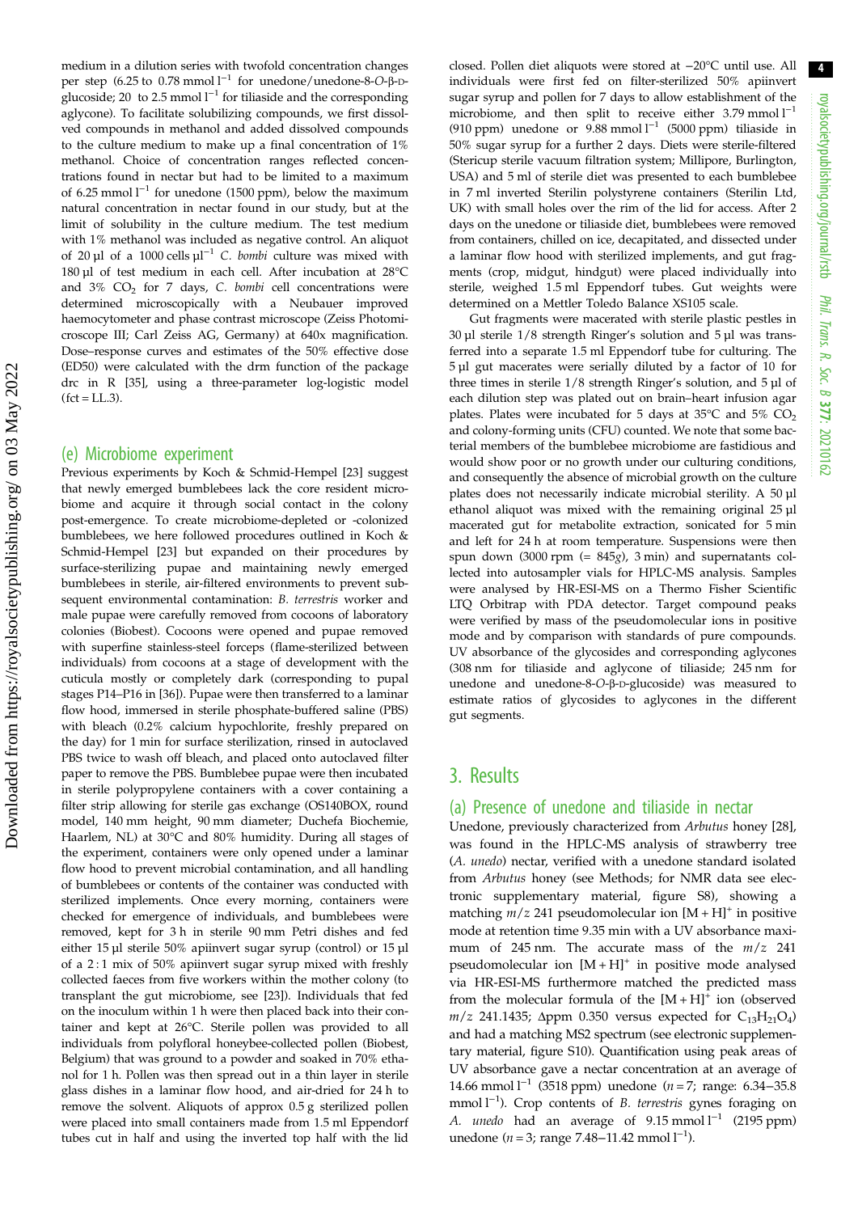medium in a dilution series with twofold concentration changes per step (6.25 to 0.78 mmol $l^{-1}$ for unedone/unedone-8-*O*-β-D-glucoside; 20 to 2.5 mmol $l^{-1}$ for tiliaside and the corresponding aglycone). To facilitate solubilizing compounds, we first dissolved compounds in methanol and added dissolved compounds to the culture medium to make up a final concentration of 1% methanol. Choice of concentration ranges reflected concentrations found in nectar but had to be limited to a maximum of 6.25 mmol $l^{-1}$ for unedone (1500 ppm), below the maximum natural concentration in nectar found in our study, but at the limit of solubility in the culture medium. The test medium with 1% methanol was included as negative control. An aliquot of 20 µl of a 1000 cells µ$l^{-1}$ *C. bombi* culture was mixed with 180 µl of test medium in each cell. After incubation at 28°C and 3% $CO_2$ for 7 days, *C. bombi* cell concentrations were determined microscopically with a Neubauer improved haemocytometer and phase contrast microscope (Zeiss Photomicroscope III; Carl Zeiss AG, Germany) at 640x magnification. Dose–response curves and estimates of the 50% effective dose (ED50) were calculated with the drm function of the package drc in R [35], using a three-parameter log-logistic model (fct = LL.3).

## (e) Microbiome experiment

Previous experiments by Koch & Schmid-Hempel [23] suggest that newly emerged bumblebees lack the core resident microbiome and acquire it through social contact in the colony post-emergence. To create microbiome-depleted or -colonized bumblebees, we here followed procedures outlined in Koch & Schmid-Hempel [23] but expanded on their procedures by surface-sterilizing pupae and maintaining newly emerged bumblebees in sterile, air-filtered environments to prevent subsequent environmental contamination: *B. terrestris* worker and male pupae were carefully removed from cocoons of laboratory colonies (Biobest). Cocoons were opened and pupae removed with superfine stainless-steel forceps (flame-sterilized between individuals) from cocoons at a stage of development with the cuticula mostly or completely dark (corresponding to pupal stages P14–P16 in [36]). Pupae were then transferred to a laminar flow hood, immersed in sterile phosphate-buffered saline (PBS) with bleach (0.2% calcium hypochlorite, freshly prepared on the day) for 1 min for surface sterilization, rinsed in autoclaved PBS twice to wash off bleach, and placed onto autoclaved filter paper to remove the PBS. Bumblebee pupae were then incubated in sterile polypropylene containers with a cover containing a filter strip allowing for sterile gas exchange (OS140BOX, round model, 140 mm height, 90 mm diameter; Duchefa Biochemie, Haarlem, NL) at 30°C and 80% humidity. During all stages of the experiment, containers were only opened under a laminar flow hood to prevent microbial contamination, and all handling of bumblebees or contents of the container was conducted with sterilized implements. Once every morning, containers were checked for emergence of individuals, and bumblebees were removed, kept for 3 h in sterile 90 mm Petri dishes and fed either 15 µl sterile 50% apiinvert sugar syrup (control) or 15 µl of a 2 : 1 mix of 50% apiinvert sugar syrup mixed with freshly collected faeces from five workers within the mother colony (to transplant the gut microbiome, see [23]). Individuals that fed on the inoculum within 1 h were then placed back into their container and kept at 26°C. Sterile pollen was provided to all individuals from polyfloral honeybee-collected pollen (Biobest, Belgium) that was ground to a powder and soaked in 70% ethanol for 1 h. Pollen was then spread out in a thin layer in sterile glass dishes in a laminar flow hood, and air-dried for 24 h to remove the solvent. Aliquots of approx 0.5 g sterilized pollen were placed into small containers made from 1.5 ml Eppendorf tubes cut in half and using the inverted top half with the lid closed. Pollen diet aliquots were stored at −20°C until use. All individuals were first fed on filter-sterilized 50% apiinvert sugar syrup and pollen for 7 days to allow establishment of the microbiome, and then split to receive either 3.79 mmol $l^{-1}$ (910 ppm) unedone or 9.88 mmol $l^{-1}$ (5000 ppm) tiliaside in 50% sugar syrup for a further 2 days. Diets were sterile-filtered (Stericup sterile vacuum filtration system; Millipore, Burlington, USA) and 5 ml of sterile diet was presented to each bumblebee in 7 ml inverted Sterilin polystyrene containers (Sterilin Ltd, UK) with small holes over the rim of the lid for access. After 2 days on the unedone or tiliaside diet, bumblebees were removed from containers, chilled on ice, decapitated, and dissected under a laminar flow hood with sterilized implements, and gut fragments (crop, midgut, hindgut) were placed individually into sterile, weighed 1.5 ml Eppendorf tubes. Gut weights were determined on a Mettler Toledo Balance XS105 scale.

Gut fragments were macerated with sterile plastic pestles in 30 µl sterile 1/8 strength Ringer's solution and 5 µl was transferred into a separate 1.5 ml Eppendorf tube for culturing. The 5 µl gut macerates were serially diluted by a factor of 10 for three times in sterile 1/8 strength Ringer's solution, and 5 µl of each dilution step was plated out on brain–heart infusion agar plates. Plates were incubated for 5 days at 35°C and 5% $CO_2$ and colony-forming units (CFU) counted. We note that some bacterial members of the bumblebee microbiome are fastidious and would show poor or no growth under our culturing conditions, and consequently the absence of microbial growth on the culture plates does not necessarily indicate microbial sterility. A 50 µl ethanol aliquot was mixed with the remaining original 25 µl macerated gut for metabolite extraction, sonicated for 5 min and left for 24 h at room temperature. Suspensions were then spun down (3000 rpm (= 845*g*), 3 min) and supernatants collected into autosampler vials for HPLC-MS analysis. Samples were analysed by HR-ESI-MS on a Thermo Fisher Scientific LTQ Orbitrap with PDA detector. Target compound peaks were verified by mass of the pseudomolecular ions in positive mode and by comparison with standards of pure compounds. UV absorbance of the glycosides and corresponding aglycones (308 nm for tiliaside and aglycone of tiliaside; 245 nm for unedone and unedone-8-*O*-β-D-glucoside) was measured to estimate ratios of glycosides to aglycones in the different gut segments.

# 3. Results

## (a) Presence of unedone and tiliaside in nectar

Unedone, previously characterized from *Arbutus* honey [28], was found in the HPLC-MS analysis of strawberry tree (*A. unedo*) nectar, verified with a unedone standard isolated from *Arbutus* honey (see Methods; for NMR data see electronic supplementary material, figure S8), showing a matching $m/z$ 241 pseudomolecular ion $[M + H]^+$ in positive mode at retention time 9.35 min with a UV absorbance maximum of 245 nm. The accurate mass of the $m/z$ 241 pseudomolecular ion $[M + H]^+$ in positive mode analysed via HR-ESI-MS furthermore matched the predicted mass from the molecular formula of the $[M + H]^+$ ion (observed $m/z$ 241.1435; Δppm 0.350 versus expected for $C_{13}H_{21}O_4$) and had a matching MS2 spectrum (see electronic supplementary material, figure S10). Quantification using peak areas of UV absorbance gave a nectar concentration at an average of 14.66 mmol $l^{-1}$ (3518 ppm) unedone ($n = 7$; range: 6.34–35.8 mmol $l^{-1}$). Crop contents of *B. terrestris* gynes foraging on *A. unedo* had an average of 9.15 mmol $l^{-1}$ (2195 ppm) unedone ($n = 3$; range 7.48–11.42 mmol $l^{-1}$).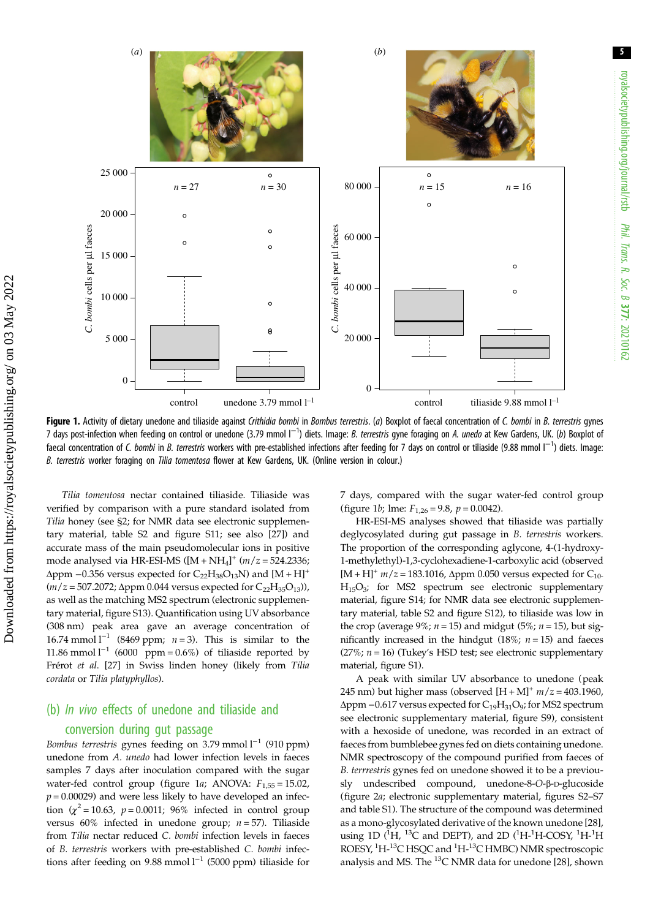**Figure 1.** Activity of dietary unedone and tiliaside against *Crithidia bombi* in *Bombus terrestris*. (*a*) Boxplot of faecal concentration of *C. bombi* in *B. terrestris* gynes 7 days post-infection when feeding on control or unedone (3.79 mmol l$^{-1}$) diets. Image: *B. terrestris* gyne foraging on *A. unedo* at Kew Gardens, UK. (*b*) Boxplot of faecal concentration of *C. bombi* in *B. terrestris* workers with pre-established infections after feeding for 7 days on control or tiliaside (9.88 mmol l$^{-1}$) diets. Image: *B. terrestris* worker foraging on *Tilia tomentosa* flower at Kew Gardens, UK. (Online version in colour.)

*Tilia tomentosa* nectar contained tiliaside. Tiliaside was verified by comparison with a pure standard isolated from *Tilia* honey (see §2; for NMR data see electronic supplementary material, table S2 and figure S11; see also [27]) and accurate mass of the main pseudomolecular ions in positive mode analysed via HR-ESI-MS ($[M + NH_4]^+$ ($m/z$ = 524.2336; Δppm −0.356 versus expected for $C_{22}H_{38}O_{13}N$) and $[M + H]^+$ ($m/z$ = 507.2072; Δppm 0.044 versus expected for $C_{22}H_{35}O_{13}$)), as well as the matching MS2 spectrum (electronic supplementary material, figure S13). Quantification using UV absorbance (308 nm) peak area gave an average concentration of 16.74 mmol l$^{-1}$ (8469 ppm; $n$ = 3). This is similar to the 11.86 mmol l$^{-1}$ (6000 ppm = 0.6%) of tiliaside reported by Frérot *et al*. [27] in Swiss linden honey (likely from *Tilia cordata* or *Tilia platyphyllos*).

## (b) *In vivo* effects of unedone and tiliaside and conversion during gut passage

*Bombus terrestris* gynes feeding on 3.79 mmol l$^{-1}$ (910 ppm) unedone from *A. unedo* had lower infection levels in faeces samples 7 days after inoculation compared with the sugar water-fed control group (figure 1*a*; ANOVA: $F_{1,55}$ = 15.02, $p$ = 0.00029) and were less likely to have developed an infection ($\chi^2$ = 10.63, $p$ = 0.0011; 96% infected in control group versus 60% infected in unedone group; $n$ = 57). Tiliaside from *Tilia* nectar reduced *C. bombi* infection levels in faeces of *B. terrestris* workers with pre-established *C. bombi* infections after feeding on 9.88 mmol l$^{-1}$ (5000 ppm) tiliaside for 7 days, compared with the sugar water-fed control group (figure 1*b*; lme: $F_{1,26}$ = 9.8, $p$ = 0.0042).

HR-ESI-MS analyses showed that tiliaside was partially deglycosylated during gut passage in *B. terrestris* workers. The proportion of the corresponding aglycone, 4-(1-hydroxy-1-methylethyl)-1,3-cyclohexadiene-1-carboxylic acid (observed $[M + H]^+$ $m/z$ = 183.1016, Δppm 0.050 versus expected for $C_{10}H_{15}O_3$; for MS2 spectrum see electronic supplementary material, figure S14; for NMR data see electronic supplementary material, table S2 and figure S12), to tiliaside was low in the crop (average 9%; $n$ = 15) and midgut (5%; $n$ = 15), but significantly increased in the hindgut (18%; $n$ = 15) and faeces (27%; $n$ = 16) (Tukey's HSD test; see electronic supplementary material, figure S1).

A peak with similar UV absorbance to unedone (peak 245 nm) but higher mass (observed $[H + M]^+$ $m/z$ = 403.1960, Δppm −0.617 versus expected for $C_{19}H_{31}O_9$; for MS2 spectrum see electronic supplementary material, figure S9), consistent with a hexoside of unedone, was recorded in an extract of faeces from bumblebee gynes fed on diets containing unedone. NMR spectroscopy of the compound purified from faeces of *B. terrrestris* gynes fed on unedone showed it to be a previously undescribed compound, unedone-8-*O*-β-D-glucoside (figure 2*a*; electronic supplementary material, figures S2–S7 and table S1). The structure of the compound was determined as a mono-glycosylated derivative of the known unedone [28], using 1D ($^1$H, $^{13}$C and DEPT), and 2D ($^1$H-$^1$H-COSY, $^1$H-$^1$H ROESY, $^1$H-$^{13}$C HSQC and $^1$H-$^{13}$C HMBC) NMR spectroscopic analysis and MS. The $^{13}$C NMR data for unedone [28], shown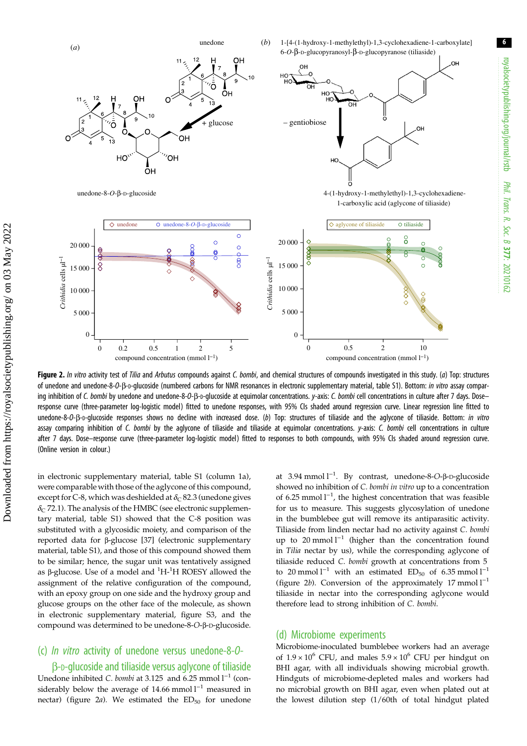**Figure 2.** *In vitro* activity test of *Tilia* and *Arbutus* compounds against *C. bombi*, and chemical structures of compounds investigated in this study. (*a*) Top: structures of unedone and unedone-8-*O*-β-D-glucoside (numbered carbons for NMR resonances in electronic supplementary material, table S1). Bottom: *in vitro* assay comparing inhibition of *C. bombi* by unedone and unedone-8-*O*-β-D-glucoside at equimolar concentrations. *y*-axis: *C. bombi* cell concentrations in culture after 7 days. Dose–response curve (three-parameter log-logistic model) fitted to unedone responses, with 95% CIs shaded around regression curve. Linear regression line fitted to unedone-8-*O*-β-D-glucoside responses shows no decline with increased dose. (*b*) Top: structures of tiliaside and the aglycone of tiliaside. Bottom: *in vitro* assay comparing inhibition of *C. bombi* by the aglycone of tiliaside and tiliaside at equimolar concentrations. *y*-axis: *C. bombi* cell concentrations in culture after 7 days. Dose–response curve (three-parameter log-logistic model) fitted to responses to both compounds, with 95% CIs shaded around regression curve. (Online version in colour.)

in electronic supplementary material, table S1 (column 1a), were comparable with those of the aglycone of this compound, except for C-8, which was deshielded at $\delta_C$ 82.3 (unedone gives $\delta_C$ 72.1). The analysis of the HMBC (see electronic supplementary material, table S1) showed that the C-8 position was substituted with a glycosidic moiety, and comparison of the reported data for β-glucose [37] (electronic supplementary material, table S1), and those of this compound showed them to be similar; hence, the sugar unit was tentatively assigned as β-glucose. Use of a model and $^{1}$H-$^{1}$H ROESY allowed the assignment of the relative configuration of the compound, with an epoxy group on one side and the hydroxy group and glucose groups on the other face of the molecule, as shown in electronic supplementary material, figure S3, and the compound was determined to be unedone-8-*O*-β-D-glucoside.

## (c) *In vitro* activity of unedone versus unedone-8-*O*-β-D-glucoside and tiliaside versus aglycone of tiliaside

Unedone inhibited *C. bombi* at 3.125 and 6.25 mmol l$^{-1}$ (considerably below the average of 14.66 mmol l$^{-1}$ measured in nectar) (figure 2*a*). We estimated the $ED_{50}$ for unedone at 3.94 mmol l$^{-1}$. By contrast, unedone-8-*O*-β-D-glucoside showed no inhibition of *C. bombi in vitro* up to a concentration of 6.25 mmol l$^{-1}$, the highest concentration that was feasible for us to measure. This suggests glycosylation of unedone in the bumblebee gut will remove its antiparasitic activity. Tiliaside from linden nectar had no activity against *C. bombi* up to 20 mmol l$^{-1}$ (higher than the concentration found in *Tilia* nectar by us), while the corresponding aglycone of tiliaside reduced *C. bombi* growth at concentrations from 5 to 20 mmol l$^{-1}$ with an estimated $ED_{50}$ of 6.35 mmol l$^{-1}$ (figure 2*b*). Conversion of the approximately 17 mmol l$^{-1}$ tiliaside in nectar into the corresponding aglycone would therefore lead to strong inhibition of *C. bombi*.

## (d) Microbiome experiments

Microbiome-inoculated bumblebee workers had an average of $1.9 \times 10^{6}$ CFU, and males $5.9 \times 10^{6}$ CFU per hindgut on BHI agar, with all individuals showing microbial growth. Hindguts of microbiome-depleted males and workers had no microbial growth on BHI agar, even when plated out at the lowest dilution step (1/60th of total hindgut plated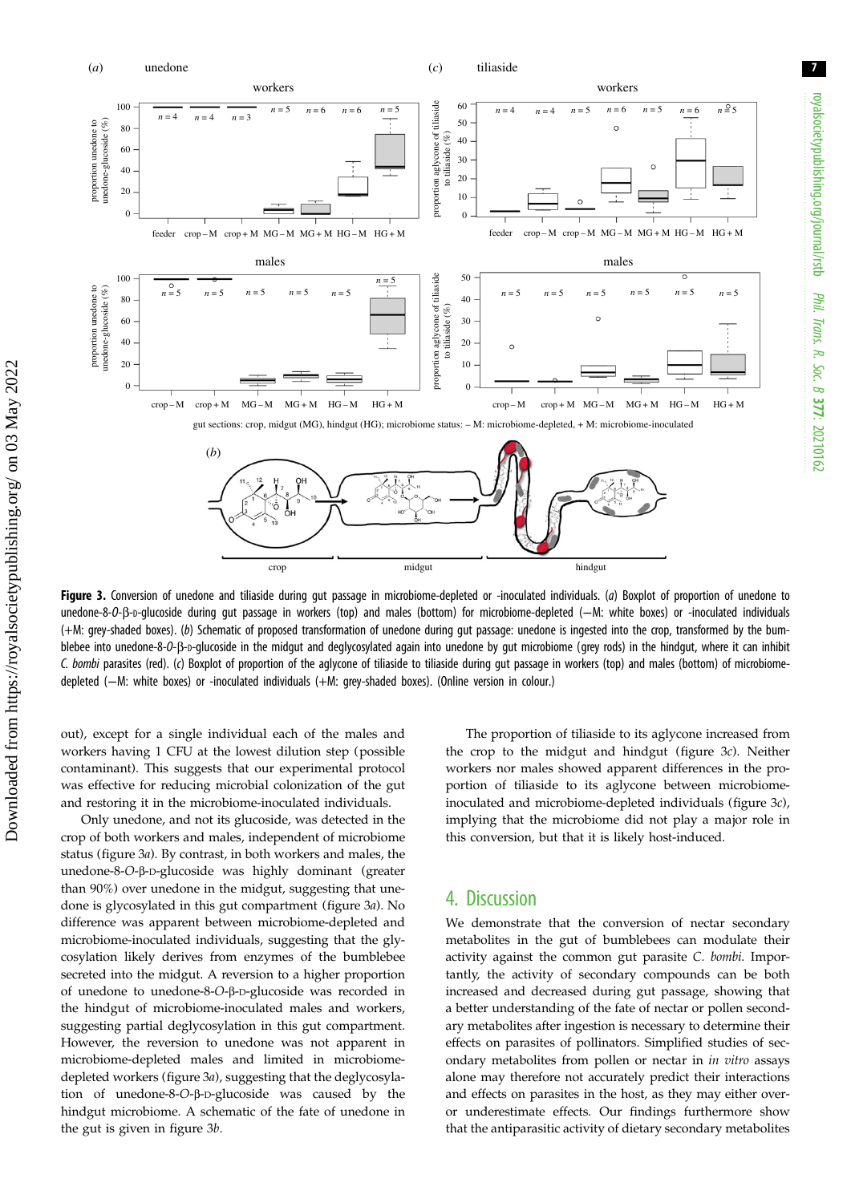**Figure 3.** Conversion of unedone and tiliaside during gut passage in microbiome-depleted or -inoculated individuals. (*a*) Boxplot of proportion of unedone to unedone-8-*O*-β-D-glucoside during gut passage in workers (top) and males (bottom) for microbiome-depleted (−M: white boxes) or -inoculated individuals (+M: grey-shaded boxes). (*b*) Schematic of proposed transformation of unedone during gut passage: unedone is ingested into the crop, transformed by the bumblebee into unedone-8-*O*-β-D-glucoside in the midgut and deglycosylated again into unedone by gut microbiome (grey rods) in the hindgut, where it can inhibit *C. bombi* parasites (red). (*c*) Boxplot of proportion of the aglycone of tiliaside to tiliaside during gut passage in workers (top) and males (bottom) of microbiome-depleted (−M: white boxes) or -inoculated individuals (+M: grey-shaded boxes). (Online version in colour.)

out), except for a single individual each of the males and workers having 1 CFU at the lowest dilution step (possible contaminant). This suggests that our experimental protocol was effective for reducing microbial colonization of the gut and restoring it in the microbiome-inoculated individuals.

Only unedone, and not its glucoside, was detected in the crop of both workers and males, independent of microbiome status (figure 3*a*). By contrast, in both workers and males, the unedone-8-*O*-β-D-glucoside was highly dominant (greater than 90%) over unedone in the midgut, suggesting that unedone is glycosylated in this gut compartment (figure 3*a*). No difference was apparent between microbiome-depleted and microbiome-inoculated individuals, suggesting that the glycosylation likely derives from enzymes of the bumblebee secreted into the midgut. A reversion to a higher proportion of unedone to unedone-8-*O*-β-D-glucoside was recorded in the hindgut of microbiome-inoculated males and workers, suggesting partial deglycosylation in this gut compartment. However, the reversion to unedone was not apparent in microbiome-depleted males and limited in microbiome-depleted workers (figure 3*a*), suggesting that the deglycosylation of unedone-8-*O*-β-D-glucoside was caused by the hindgut microbiome. A schematic of the fate of unedone in the gut is given in figure 3*b*.

The proportion of tiliaside to its aglycone increased from the crop to the midgut and hindgut (figure 3*c*). Neither workers nor males showed apparent differences in the proportion of tiliaside to its aglycone between microbiome-inoculated and microbiome-depleted individuals (figure 3*c*), implying that the microbiome did not play a major role in this conversion, but that it is likely host-induced.

## 4. Discussion

We demonstrate that the conversion of nectar secondary metabolites in the gut of bumblebees can modulate their activity against the common gut parasite *C. bombi*. Importantly, the activity of secondary compounds can be both increased and decreased during gut passage, showing that a better understanding of the fate of nectar or pollen secondary metabolites after ingestion is necessary to determine their effects on parasites of pollinators. Simplified studies of secondary metabolites from pollen or nectar in *in vitro* assays alone may therefore not accurately predict their interactions and effects on parasites in the host, as they may either over- or underestimate effects. Our findings furthermore show that the antiparasitic activity of dietary secondary metabolites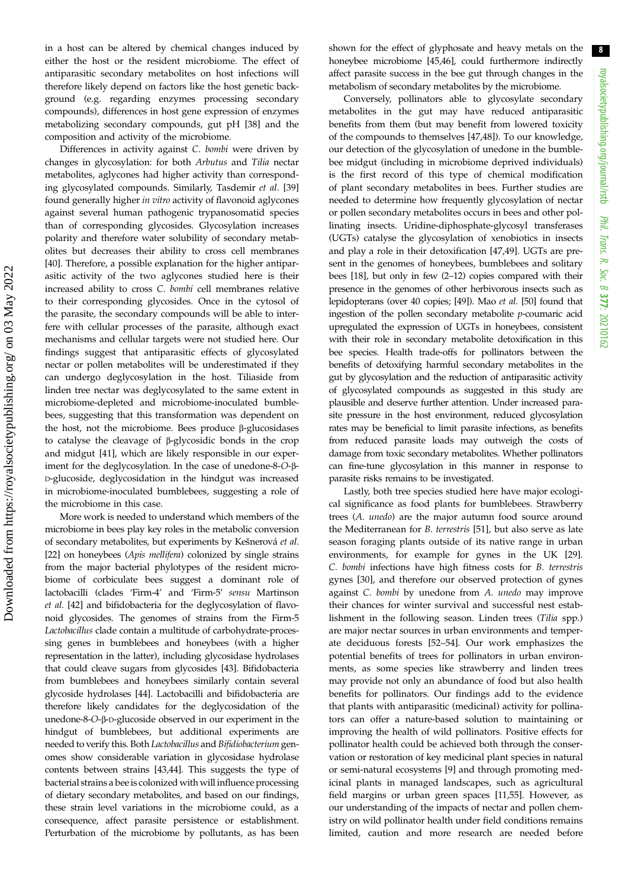in a host can be altered by chemical changes induced by either the host or the resident microbiome. The effect of antiparasitic secondary metabolites on host infections will therefore likely depend on factors like the host genetic background (e.g. regarding enzymes processing secondary compounds), differences in host gene expression of enzymes metabolizing secondary compounds, gut pH [38] and the composition and activity of the microbiome.

Differences in activity against *C. bombi* were driven by changes in glycosylation: for both *Arbutus* and *Tilia* nectar metabolites, aglycones had higher activity than corresponding glycosylated compounds. Similarly, Tasdemir *et al*. [39] found generally higher *in vitro* activity of flavonoid aglycones against several human pathogenic trypanosomatid species than of corresponding glycosides. Glycosylation increases polarity and therefore water solubility of secondary metabolites but decreases their ability to cross cell membranes [40]. Therefore, a possible explanation for the higher antiparasitic activity of the two aglycones studied here is their increased ability to cross *C. bombi* cell membranes relative to their corresponding glycosides. Once in the cytosol of the parasite, the secondary compounds will be able to interfere with cellular processes of the parasite, although exact mechanisms and cellular targets were not studied here. Our findings suggest that antiparasitic effects of glycosylated nectar or pollen metabolites will be underestimated if they can undergo deglycosylation in the host. Tiliaside from linden tree nectar was deglycosylated to the same extent in microbiome-depleted and microbiome-inoculated bumblebees, suggesting that this transformation was dependent on the host, not the microbiome. Bees produce β-glucosidases to catalyse the cleavage of β-glycosidic bonds in the crop and midgut [41], which are likely responsible in our experiment for the deglycosylation. In the case of unedone-8-*O*-β-D-glucoside, deglycosidation in the hindgut was increased in microbiome-inoculated bumblebees, suggesting a role of the microbiome in this case.

More work is needed to understand which members of the microbiome in bees play key roles in the metabolic conversion of secondary metabolites, but experiments by Kešnerová *et al*. [22] on honeybees (*Apis mellifera*) colonized by single strains from the major bacterial phylotypes of the resident microbiome of corbiculate bees suggest a dominant role of lactobacilli (clades 'Firm-4' and 'Firm-5' *sensu* Martinson *et al*. [42] and bifidobacteria for the deglycosylation of flavonoid glycosides. The genomes of strains from the Firm-5 *Lactobacillus* clade contain a multitude of carbohydrate-processing genes in bumblebees and honeybees (with a higher representation in the latter), including glycosidase hydrolases that could cleave sugars from glycosides [43]. Bifidobacteria from bumblebees and honeybees similarly contain several glycoside hydrolases [44]. Lactobacilli and bifidobacteria are therefore likely candidates for the deglycosidation of the unedone-8-*O*-β-D-glucoside observed in our experiment in the hindgut of bumblebees, but additional experiments are needed to verify this. Both *Lactobacillus* and *Bifidiobacterium* genomes show considerable variation in glycosidase hydrolase contents between strains [43,44]. This suggests the type of bacterial strains a bee is colonized with will influence processing of dietary secondary metabolites, and based on our findings, these strain level variations in the microbiome could, as a consequence, affect parasite persistence or establishment. Perturbation of the microbiome by pollutants, as has been shown for the effect of glyphosate and heavy metals on the honeybee microbiome [45,46], could furthermore indirectly affect parasite success in the bee gut through changes in the metabolism of secondary metabolites by the microbiome.

Conversely, pollinators able to glycosylate secondary metabolites in the gut may have reduced antiparasitic benefits from them (but may benefit from lowered toxicity of the compounds to themselves [47,48]). To our knowledge, our detection of the glycosylation of unedone in the bumblebee midgut (including in microbiome deprived individuals) is the first record of this type of chemical modification of plant secondary metabolites in bees. Further studies are needed to determine how frequently glycosylation of nectar or pollen secondary metabolites occurs in bees and other pollinating insects. Uridine-diphosphate-glycosyl transferases (UGTs) catalyse the glycosylation of xenobiotics in insects and play a role in their detoxification [47,49]. UGTs are present in the genomes of honeybees, bumblebees and solitary bees [18], but only in few (2–12) copies compared with their presence in the genomes of other herbivorous insects such as lepidopterans (over 40 copies; [49]). Mao *et al*. [50] found that ingestion of the pollen secondary metabolite *p*-coumaric acid upregulated the expression of UGTs in honeybees, consistent with their role in secondary metabolite detoxification in this bee species. Health trade-offs for pollinators between the benefits of detoxifying harmful secondary metabolites in the gut by glycosylation and the reduction of antiparasitic activity of glycosylated compounds as suggested in this study are plausible and deserve further attention. Under increased parasite pressure in the host environment, reduced glycosylation rates may be beneficial to limit parasite infections, as benefits from reduced parasite loads may outweigh the costs of damage from toxic secondary metabolites. Whether pollinators can fine-tune glycosylation in this manner in response to parasite risks remains to be investigated.

Lastly, both tree species studied here have major ecological significance as food plants for bumblebees. Strawberry trees (*A. unedo*) are the major autumn food source around the Mediterranean for *B. terrestris* [51], but also serve as late season foraging plants outside of its native range in urban environments, for example for gynes in the UK [29]. *C. bombi* infections have high fitness costs for *B. terrestris* gynes [30], and therefore our observed protection of gynes against *C. bombi* by unedone from *A. unedo* may improve their chances for winter survival and successful nest establishment in the following season. Linden trees (*Tilia* spp.) are major nectar sources in urban environments and temperate deciduous forests [52–54]. Our work emphasizes the potential benefits of trees for pollinators in urban environments, as some species like strawberry and linden trees may provide not only an abundance of food but also health benefits for pollinators. Our findings add to the evidence that plants with antiparasitic (medicinal) activity for pollinators can offer a nature-based solution to maintaining or improving the health of wild pollinators. Positive effects for pollinator health could be achieved both through the conservation or restoration of key medicinal plant species in natural or semi-natural ecosystems [9] and through promoting medicinal plants in managed landscapes, such as agricultural field margins or urban green spaces [11,55]. However, as our understanding of the impacts of nectar and pollen chemistry on wild pollinator health under field conditions remains limited, caution and more research are needed before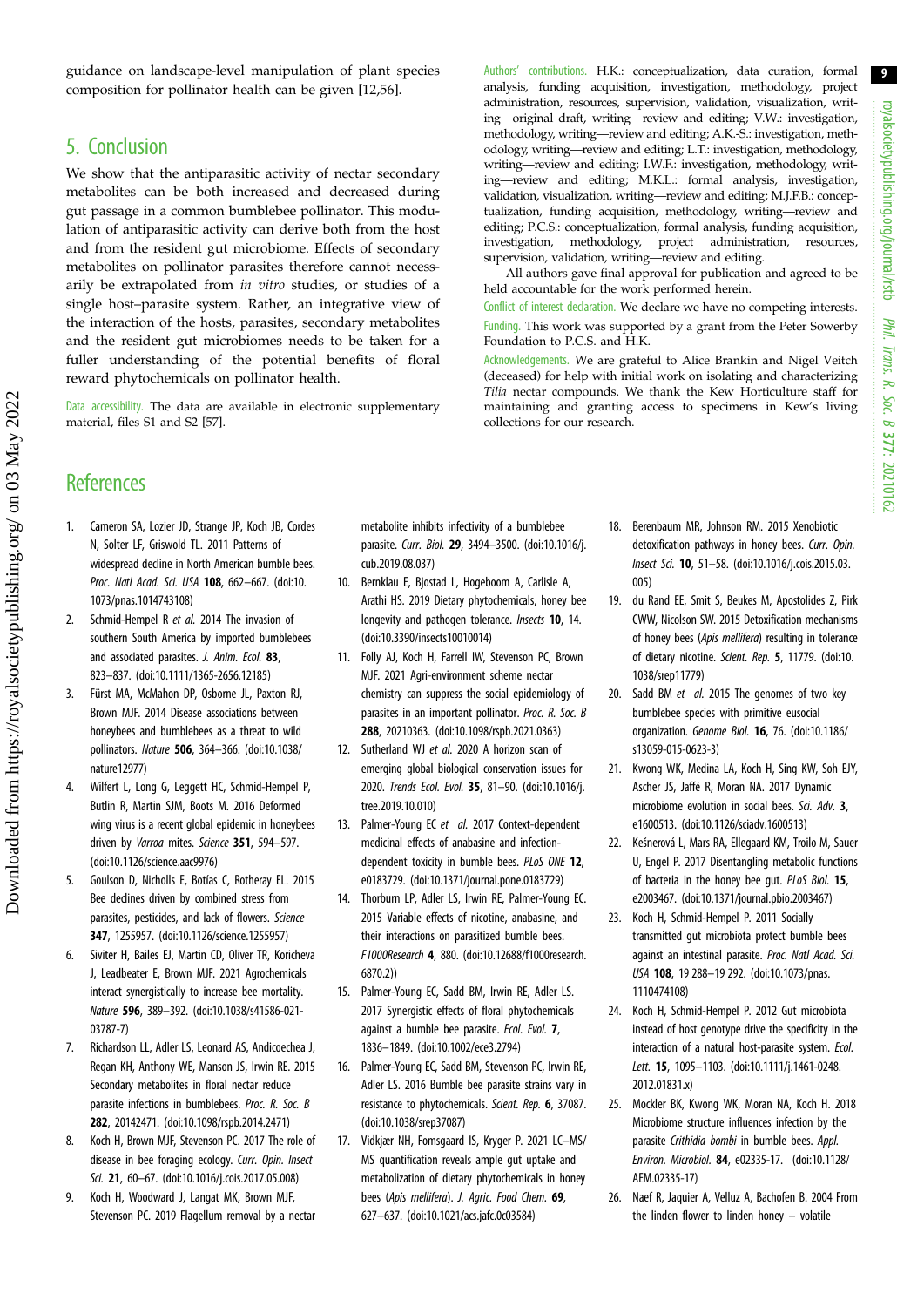guidance on landscape-level manipulation of plant species composition for pollinator health can be given [12,56].

## 5. Conclusion

We show that the antiparasitic activity of nectar secondary metabolites can be both increased and decreased during gut passage in a common bumblebee pollinator. This modulation of antiparasitic activity can derive both from the host and from the resident gut microbiome. Effects of secondary metabolites on pollinator parasites therefore cannot necessarily be extrapolated from *in vitro* studies, or studies of a single host–parasite system. Rather, an integrative view of the interaction of the hosts, parasites, secondary metabolites and the resident gut microbiomes needs to be taken for a fuller understanding of the potential benefits of floral reward phytochemicals on pollinator health.

Data accessibility. The data are available in electronic supplementary material, files S1 and S2 [57].

Authors' contributions. H.K.: conceptualization, data curation, formal analysis, funding acquisition, investigation, methodology, project administration, resources, supervision, validation, visualization, writing—original draft, writing—review and editing; V.W.: investigation, methodology, writing—review and editing; A.K.-S.: investigation, methodology, writing—review and editing; L.T.: investigation, methodology, writing—review and editing; I.W.F.: investigation, methodology, writing—review and editing; M.K.L.: formal analysis, investigation, validation, visualization, writing—review and editing; M.J.F.B.: conceptualization, funding acquisition, methodology, writing—review and editing; P.C.S.: conceptualization, formal analysis, funding acquisition, investigation, methodology, project administration, resources, supervision, validation, writing—review and editing.

All authors gave final approval for publication and agreed to be held accountable for the work performed herein.

Conflict of interest declaration. We declare we have no competing interests.

Funding. This work was supported by a grant from the Peter Sowerby Foundation to P.C.S. and H.K.

Acknowledgements. We are grateful to Alice Brankin and Nigel Veitch (deceased) for help with initial work on isolating and characterizing *Tilia* nectar compounds. We thank the Kew Horticulture staff for maintaining and granting access to specimens in Kew's living collections for our research.

## References

1. Cameron SA, Lozier JD, Strange JP, Koch JB, Cordes N, Solter LF, Griswold TL. 2011 Patterns of widespread decline in North American bumble bees. *Proc. Natl Acad. Sci. USA* **108**, 662–667. (doi:10.1073/pnas.1014743108)
2. Schmid-Hempel R *et al.* 2014 The invasion of southern South America by imported bumblebees and associated parasites. *J. Anim. Ecol.* **83**, 823–837. (doi:10.1111/1365-2656.12185)
3. Fürst MA, McMahon DP, Osborne JL, Paxton RJ, Brown MJF. 2014 Disease associations between honeybees and bumblebees as a threat to wild pollinators. *Nature* **506**, 364–366. (doi:10.1038/nature12977)
4. Wilfert L, Long G, Leggett HC, Schmid-Hempel P, Butlin R, Martin SJM, Boots M. 2016 Deformed wing virus is a recent global epidemic in honeybees driven by *Varroa* mites. *Science* **351**, 594–597. (doi:10.1126/science.aac9976)
5. Goulson D, Nicholls E, Botías C, Rotheray EL. 2015 Bee declines driven by combined stress from parasites, pesticides, and lack of flowers. *Science* **347**, 1255957. (doi:10.1126/science.1255957)
6. Siviter H, Bailes EJ, Martin CD, Oliver TR, Koricheva J, Leadbeater E, Brown MJF. 2021 Agrochemicals interact synergistically to increase bee mortality. *Nature* **596**, 389–392. (doi:10.1038/s41586-021-03787-7)
7. Richardson LL, Adler LS, Leonard AS, Andicoechea J, Regan KH, Anthony WE, Manson JS, Irwin RE. 2015 Secondary metabolites in floral nectar reduce parasite infections in bumblebees. *Proc. R. Soc. B* **282**, 20142471. (doi:10.1098/rspb.2014.2471)
8. Koch H, Brown MJF, Stevenson PC. 2017 The role of disease in bee foraging ecology. *Curr. Opin. Insect Sci.* **21**, 60–67. (doi:10.1016/j.cois.2017.05.008)
9. Koch H, Woodward J, Langat MK, Brown MJF, Stevenson PC. 2019 Flagellum removal by a nectar metabolite inhibits infectivity of a bumblebee parasite. *Curr. Biol.* **29**, 3494–3500. (doi:10.1016/j.cub.2019.08.037)
10. Bernklau E, Bjostad L, Hogeboom A, Carlisle A, Arathi HS. 2019 Dietary phytochemicals, honey bee longevity and pathogen tolerance. *Insects* **10**, 14. (doi:10.3390/insects10010014)
11. Folly AJ, Koch H, Farrell IW, Stevenson PC, Brown MJF. 2021 Agri-environment scheme nectar chemistry can suppress the social epidemiology of parasites in an important pollinator. *Proc. R. Soc. B* **288**, 20210363. (doi:10.1098/rspb.2021.0363)
12. Sutherland WJ *et al.* 2020 A horizon scan of emerging global biological conservation issues for 2020. *Trends Ecol. Evol.* **35**, 81–90. (doi:10.1016/j.tree.2019.10.010)
13. Palmer-Young EC *et al.* 2017 Context-dependent medicinal effects of anabasine and infection-dependent toxicity in bumble bees. *PLoS ONE* **12**, e0183729. (doi:10.1371/journal.pone.0183729)
14. Thorburn LP, Adler LS, Irwin RE, Palmer-Young EC. 2015 Variable effects of nicotine, anabasine, and their interactions on parasitized bumble bees. *F1000Research* **4**, 880. (doi:10.12688/f1000research.6870.2))
15. Palmer-Young EC, Sadd BM, Irwin RE, Adler LS. 2017 Synergistic effects of floral phytochemicals against a bumble bee parasite. *Ecol. Evol.* **7**, 1836–1849. (doi:10.1002/ece3.2794)
16. Palmer-Young EC, Sadd BM, Stevenson PC, Irwin RE, Adler LS. 2016 Bumble bee parasite strains vary in resistance to phytochemicals. *Scient. Rep.* **6**, 37087. (doi:10.1038/srep37087)
17. Vidkjær NH, Fomsgaard IS, Kryger P. 2021 LC–MS/MS quantification reveals ample gut uptake and metabolization of dietary phytochemicals in honey bees (*Apis mellifera*). *J. Agric. Food Chem.* **69**, 627–637. (doi:10.1021/acs.jafc.0c03584)
18. Berenbaum MR, Johnson RM. 2015 Xenobiotic detoxification pathways in honey bees. *Curr. Opin. Insect Sci.* **10**, 51–58. (doi:10.1016/j.cois.2015.03.005)
19. du Rand EE, Smit S, Beukes M, Apostolides Z, Pirk CWW, Nicolson SW. 2015 Detoxification mechanisms of honey bees (*Apis mellifera*) resulting in tolerance of dietary nicotine. *Scient. Rep.* **5**, 11779. (doi:10.1038/srep11779)
20. Sadd BM *et al.* 2015 The genomes of two key bumblebee species with primitive eusocial organization. *Genome Biol.* **16**, 76. (doi:10.1186/s13059-015-0623-3)
21. Kwong WK, Medina LA, Koch H, Sing KW, Soh EJY, Ascher JS, Jaffé R, Moran NA. 2017 Dynamic microbiome evolution in social bees. *Sci. Adv.* **3**, e1600513. (doi:10.1126/sciadv.1600513)
22. Kešnerová L, Mars RA, Ellegaard KM, Troilo M, Sauer U, Engel P. 2017 Disentangling metabolic functions of bacteria in the honey bee gut. *PLoS Biol.* **15**, e2003467. (doi:10.1371/journal.pbio.2003467)
23. Koch H, Schmid-Hempel P. 2011 Socially transmitted gut microbiota protect bumble bees against an intestinal parasite. *Proc. Natl Acad. Sci. USA* **108**, 19 288–19 292. (doi:10.1073/pnas.1110474108)
24. Koch H, Schmid-Hempel P. 2012 Gut microbiota instead of host genotype drive the specificity in the interaction of a natural host-parasite system. *Ecol. Lett.* **15**, 1095–1103. (doi:10.1111/j.1461-0248.2012.01831.x)
25. Mockler BK, Kwong WK, Moran NA, Koch H. 2018 Microbiome structure influences infection by the parasite *Crithidia bombi* in bumble bees. *Appl. Environ. Microbiol.* **84**, e02335-17. (doi:10.1128/AEM.02335-17)
26. Naef R, Jaquier A, Velluz A, Bachofen B. 2004 From the linden flower to linden honey – volatile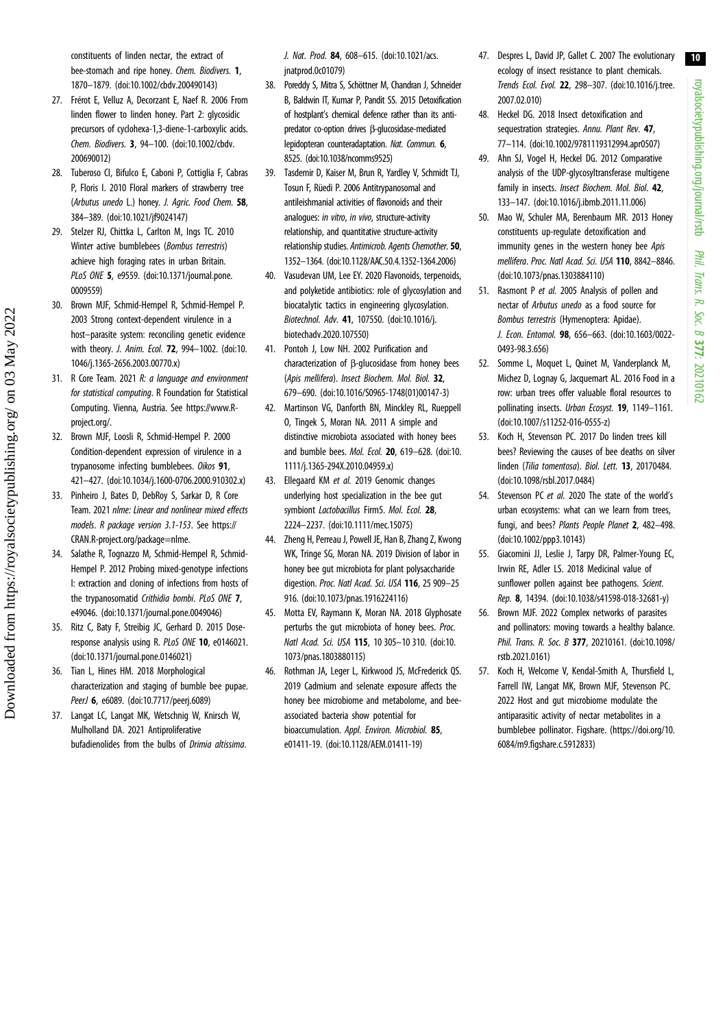constituents of linden nectar, the extract of bee-stomach and ripe honey. *Chem. Biodivers.* **1**, 1870–1879. (doi:10.1002/cbdv.200490143)

27. Frérot E, Velluz A, Decorzant E, Naef R. 2006 From linden flower to linden honey. Part 2: glycosidic precursors of cyclohexa-1,3-diene-1-carboxylic acids. *Chem. Biodivers.* **3**, 94–100. (doi:10.1002/cbdv.200690012)
28. Tuberoso CI, Bifulco E, Caboni P, Cottiglia F, Cabras P, Floris I. 2010 Floral markers of strawberry tree (*Arbutus unedo* L.) honey. *J. Agric. Food Chem.* **58**, 384–389. (doi:10.1021/jf9024147)
29. Stelzer RJ, Chittka L, Carlton M, Ings TC. 2010 Winter active bumblebees (*Bombus terrestris*) achieve high foraging rates in urban Britain. *PLoS ONE* **5**, e9559. (doi:10.1371/journal.pone.0009559)
30. Brown MJF, Schmid-Hempel R, Schmid-Hempel P. 2003 Strong context-dependent virulence in a host–parasite system: reconciling genetic evidence with theory. *J. Anim. Ecol.* **72**, 994–1002. (doi:10.1046/j.1365-2656.2003.00770.x)
31. R Core Team. 2021 *R: a language and environment for statistical computing*. R Foundation for Statistical Computing. Vienna, Austria. See https://www.R-project.org/.
32. Brown MJF, Loosli R, Schmid-Hempel P. 2000 Condition-dependent expression of virulence in a trypanosome infecting bumblebees. *Oikos* **91**, 421–427. (doi:10.1034/j.1600-0706.2000.910302.x)
33. Pinheiro J, Bates D, DebRoy S, Sarkar D, R Core Team. 2021 *nlme: Linear and nonlinear mixed effects models*. *R package version 3.1-153*. See https://CRAN.R-project.org/package=nlme.
34. Salathe R, Tognazzo M, Schmid-Hempel R, Schmid-Hempel P. 2012 Probing mixed-genotype infections I: extraction and cloning of infections from hosts of the trypanosomatid *Crithidia bombi*. *PLoS ONE* **7**, e49046. (doi:10.1371/journal.pone.0049046)
35. Ritz C, Baty F, Streibig JC, Gerhard D. 2015 Dose-response analysis using R. *PLoS ONE* **10**, e0146021. (doi:10.1371/journal.pone.0146021)
36. Tian L, Hines HM. 2018 Morphological characterization and staging of bumble bee pupae. *PeerJ* **6**, e6089. (doi:10.7717/peerj.6089)
37. Langat LC, Langat MK, Wetschnig W, Knirsch W, Mulholland DA. 2021 Antiproliferative bufadienolides from the bulbs of *Drimia altissima*. *J. Nat. Prod.* **84**, 608–615. (doi:10.1021/acs.jnatprod.0c01079)
38. Poreddy S, Mitra S, Schöttner M, Chandran J, Schneider B, Baldwin IT, Kumar P, Pandit SS. 2015 Detoxification of hostplant's chemical defence rather than its anti-predator co-option drives β-glucosidase-mediated lepidopteran counteradaptation. *Nat. Commun.* **6**, 8525. (doi:10.1038/ncomms9525)
39. Tasdemir D, Kaiser M, Brun R, Yardley V, Schmidt TJ, Tosun F, Rüedi P. 2006 Antitrypanosomal and antileishmanial activities of flavonoids and their analogues: *in vitro*, *in vivo*, structure-activity relationship, and quantitative structure-activity relationship studies. *Antimicrob. Agents Chemother.* **50**, 1352–1364. (doi:10.1128/AAC.50.4.1352-1364.2006)
40. Vasudevan UM, Lee EY. 2020 Flavonoids, terpenoids, and polyketide antibiotics: role of glycosylation and biocatalytic tactics in engineering glycosylation. *Biotechnol. Adv.* **41**, 107550. (doi:10.1016/j.biotechadv.2020.107550)
41. Pontoh J, Low NH. 2002 Purification and characterization of β-glucosidase from honey bees (*Apis mellifera*). *Insect Biochem. Mol. Biol.* **32**, 679–690. (doi:10.1016/S0965-1748(01)00147-3)
42. Martinson VG, Danforth BN, Minckley RL, Rueppell O, Tingek S, Moran NA. 2011 A simple and distinctive microbiota associated with honey bees and bumble bees. *Mol. Ecol.* **20**, 619–628. (doi:10.1111/j.1365-294X.2010.04959.x)
43. Ellegaard KM *et al.* 2019 Genomic changes underlying host specialization in the bee gut symbiont *Lactobacillus* Firm5. *Mol. Ecol.* **28**, 2224–2237. (doi:10.1111/mec.15075)
44. Zheng H, Perreau J, Powell JE, Han B, Zhang Z, Kwong WK, Tringe SG, Moran NA. 2019 Division of labor in honey bee gut microbiota for plant polysaccharide digestion. *Proc. Natl Acad. Sci. USA* **116**, 25 909–25 916. (doi:10.1073/pnas.1916224116)
45. Motta EV, Raymann K, Moran NA. 2018 Glyphosate perturbs the gut microbiota of honey bees. *Proc. Natl Acad. Sci. USA* **115**, 10 305–10 310. (doi:10.1073/pnas.1803880115)
46. Rothman JA, Leger L, Kirkwood JS, McFrederick QS. 2019 Cadmium and selenate exposure affects the honey bee microbiome and metabolome, and bee-associated bacteria show potential for bioaccumulation. *Appl. Environ. Microbiol.* **85**, e01411-19. (doi:10.1128/AEM.01411-19)
47. Despres L, David JP, Gallet C. 2007 The evolutionary ecology of insect resistance to plant chemicals. *Trends Ecol. Evol.* **22**, 298–307. (doi:10.1016/j.tree.2007.02.010)
48. Heckel DG. 2018 Insect detoxification and sequestration strategies. *Annu. Plant Rev.* **47**, 77–114. (doi:10.1002/9781119312994.apr0507)
49. Ahn SJ, Vogel H, Heckel DG. 2012 Comparative analysis of the UDP-glycosyltransferase multigene family in insects. *Insect Biochem. Mol. Biol.* **42**, 133–147. (doi:10.1016/j.ibmb.2011.11.006)
50. Mao W, Schuler MA, Berenbaum MR. 2013 Honey constituents up-regulate detoxification and immunity genes in the western honey bee *Apis mellifera*. *Proc. Natl Acad. Sci. USA* **110**, 8842–8846. (doi:10.1073/pnas.1303884110)
51. Rasmont P *et al.* 2005 Analysis of pollen and nectar of *Arbutus unedo* as a food source for *Bombus terrestris* (Hymenoptera: Apidae). *J. Econ. Entomol.* **98**, 656–663. (doi:10.1603/0022-0493-98.3.656)
52. Somme L, Moquet L, Quinet M, Vanderplanck M, Michez D, Lognay G, Jacquemart AL. 2016 Food in a row: urban trees offer valuable floral resources to pollinating insects. *Urban Ecosyst.* **19**, 1149–1161. (doi:10.1007/s11252-016-0555-z)
53. Koch H, Stevenson PC. 2017 Do linden trees kill bees? Reviewing the causes of bee deaths on silver linden (*Tilia tomentosa*). *Biol. Lett.* **13**, 20170484. (doi:10.1098/rsbl.2017.0484)
54. Stevenson PC *et al.* 2020 The state of the world's urban ecosystems: what can we learn from trees, fungi, and bees? *Plants People Planet* **2**, 482–498. (doi:10.1002/ppp3.10143)
55. Giacomini JJ, Leslie J, Tarpy DR, Palmer-Young EC, Irwin RE, Adler LS. 2018 Medicinal value of sunflower pollen against bee pathogens. *Scient. Rep.* **8**, 14394. (doi:10.1038/s41598-018-32681-y)
56. Brown MJF. 2022 Complex networks of parasites and pollinators: moving towards a healthy balance. *Phil. Trans. R. Soc. B* **377**, 20210161. (doi:10.1098/rstb.2021.0161)
57. Koch H, Welcome V, Kendal-Smith A, Thursfield L, Farrell IW, Langat MK, Brown MJF, Stevenson PC. 2022 Host and gut microbiome modulate the antiparasitic activity of nectar metabolites in a bumblebee pollinator. Figshare. (https://doi.org/10.6084/m9.figshare.c.5912833)